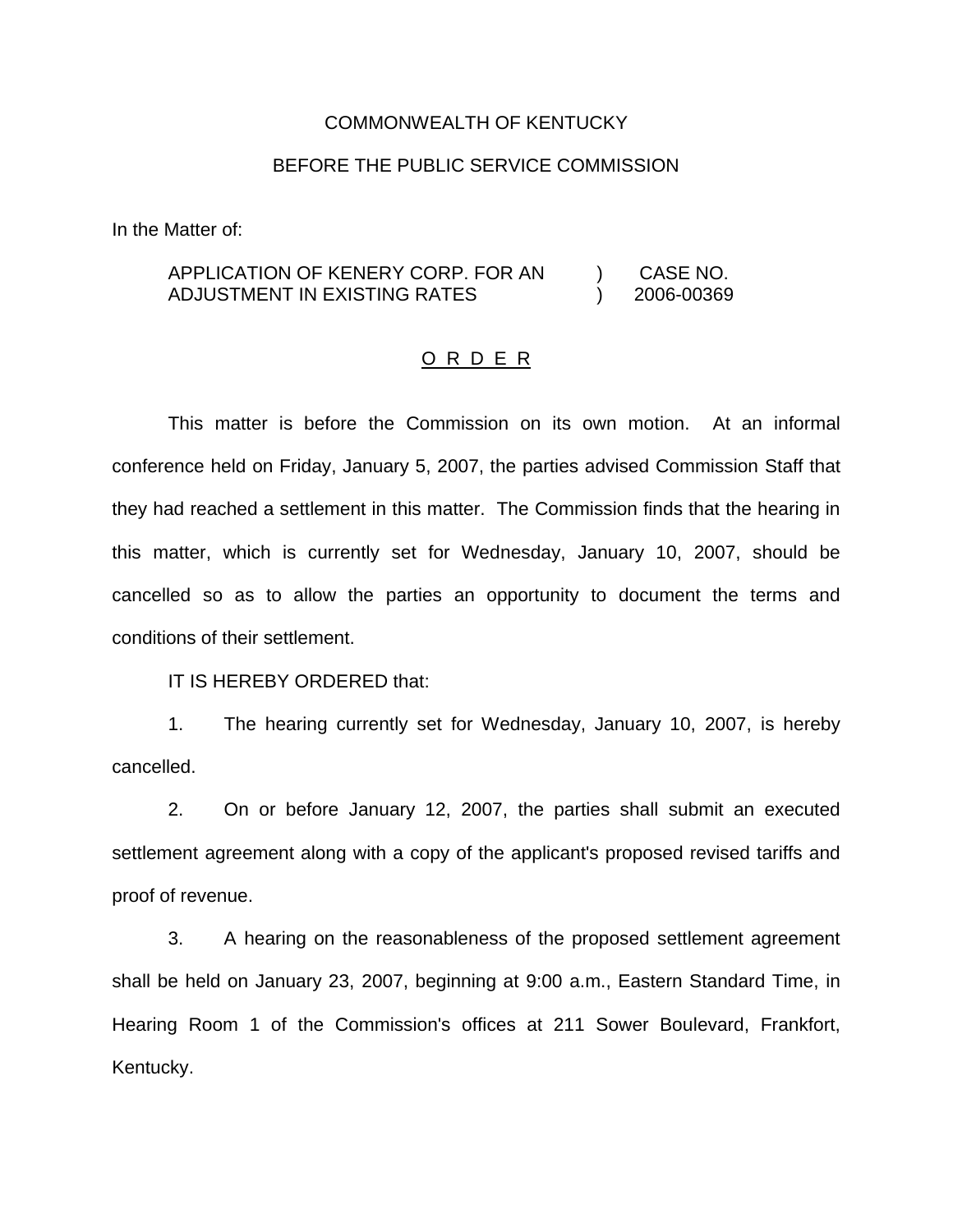COMMONWEALTH OF KENTUCKY

BEFORE THE PUBLIC SERVICE COMMISSION

In the Matter of:

| | | |
|---|---|---|
| APPLICATION OF KENERY CORP. FOR AN ADJUSTMENT IN EXISTING RATES | ) ) | CASE NO. 2006-00369 |

O R D E R

This matter is before the Commission on its own motion. At an informal conference held on Friday, January 5, 2007, the parties advised Commission Staff that they had reached a settlement in this matter. The Commission finds that the hearing in this matter, which is currently set for Wednesday, January 10, 2007, should be cancelled so as to allow the parties an opportunity to document the terms and conditions of their settlement.

IT IS HEREBY ORDERED that:

1. The hearing currently set for Wednesday, January 10, 2007, is hereby cancelled.

2. On or before January 12, 2007, the parties shall submit an executed settlement agreement along with a copy of the applicant's proposed revised tariffs and proof of revenue.

3. A hearing on the reasonableness of the proposed settlement agreement shall be held on January 23, 2007, beginning at 9:00 a.m., Eastern Standard Time, in Hearing Room 1 of the Commission's offices at 211 Sower Boulevard, Frankfort, Kentucky.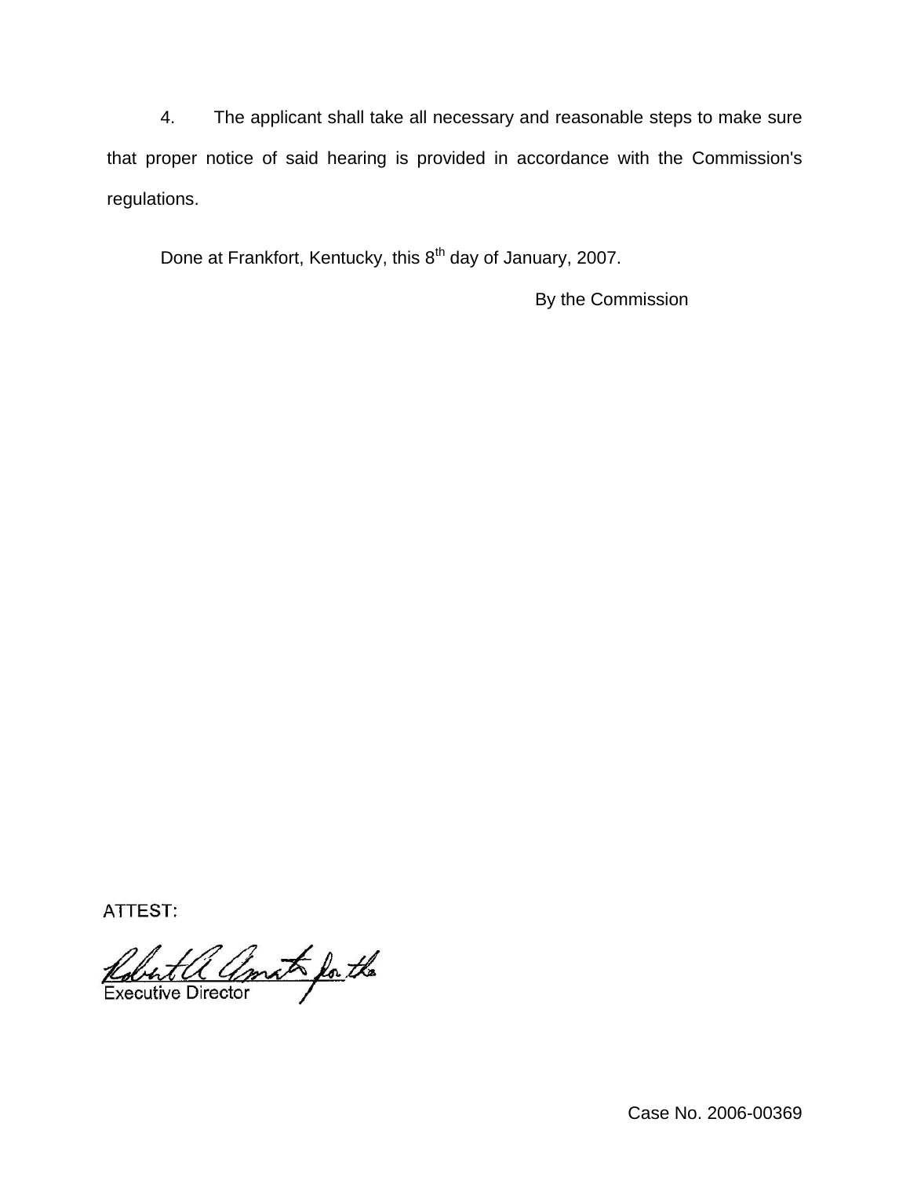4. The applicant shall take all necessary and reasonable steps to make sure that proper notice of said hearing is provided in accordance with the Commission's regulations.

Done at Frankfort, Kentucky, this 8th day of January, 2007.

By the Commission

ATTEST:

Robert A. Amato for the
Executive Director

Case No. 2006-00369